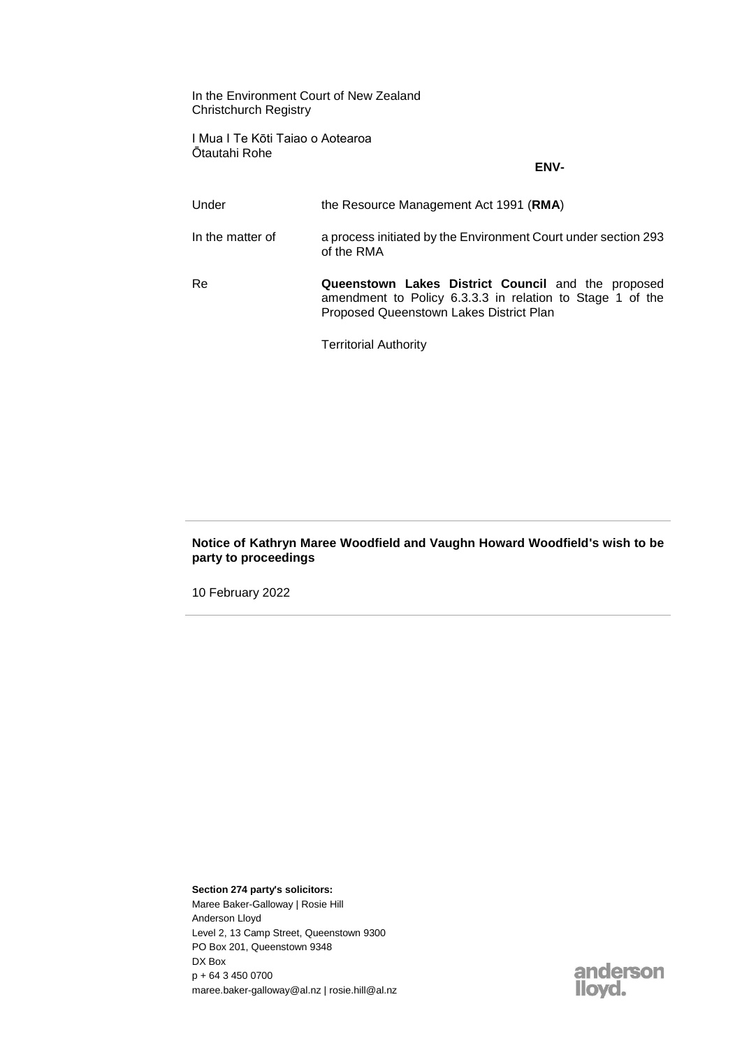In the Environment Court of New Zealand
Christchurch Registry

I Mua I Te Kōti Taiao o Aotearoa
Ōtautahi Rohe

**ENV-**

| | |
|---|---|
| Under | the Resource Management Act 1991 (**RMA**) |
| In the matter of | a process initiated by the Environment Court under section 293 of the RMA |
| Re | **Queenstown Lakes District Council** and the proposed amendment to Policy 6.3.3.3 in relation to Stage 1 of the Proposed Queenstown Lakes District Plan |
| | Territorial Authority |

---

**Notice of Kathryn Maree Woodfield and Vaughn Howard Woodfield's wish to be party to proceedings**

10 February 2022

---

**Section 274 party's solicitors:**
Maree Baker-Galloway | Rosie Hill
Anderson Lloyd
Level 2, 13 Camp Street, Queenstown 9300
PO Box 201, Queenstown 9348
DX Box
p + 64 3 450 0700
maree.baker-galloway@al.nz | rosie.hill@al.nz

anderson lloyd.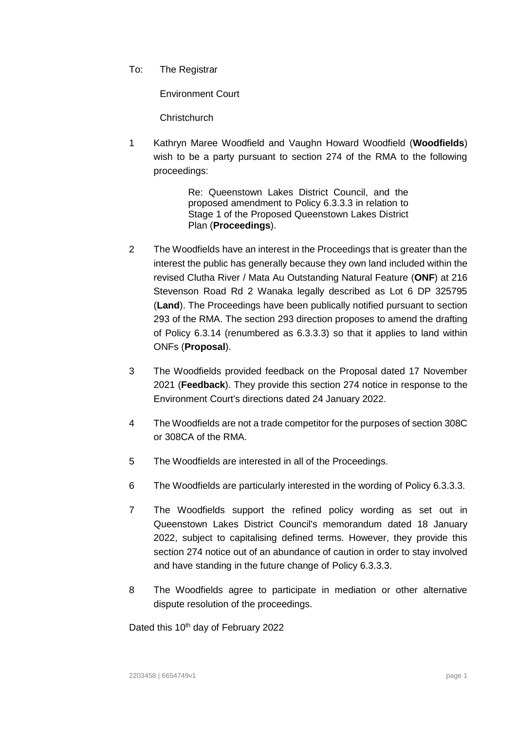To: The Registrar

Environment Court

Christchurch

1 Kathryn Maree Woodfield and Vaughn Howard Woodfield (**Woodfields**) wish to be a party pursuant to section 274 of the RMA to the following proceedings:

> Re: Queenstown Lakes District Council, and the proposed amendment to Policy 6.3.3.3 in relation to Stage 1 of the Proposed Queenstown Lakes District Plan (**Proceedings**).

2 The Woodfields have an interest in the Proceedings that is greater than the interest the public has generally because they own land included within the revised Clutha River / Mata Au Outstanding Natural Feature (**ONF**) at 216 Stevenson Road Rd 2 Wanaka legally described as Lot 6 DP 325795 (**Land**). The Proceedings have been publically notified pursuant to section 293 of the RMA. The section 293 direction proposes to amend the drafting of Policy 6.3.14 (renumbered as 6.3.3.3) so that it applies to land within ONFs (**Proposal**).

3 The Woodfields provided feedback on the Proposal dated 17 November 2021 (**Feedback**). They provide this section 274 notice in response to the Environment Court's directions dated 24 January 2022.

4 The Woodfields are not a trade competitor for the purposes of section 308C or 308CA of the RMA.

5 The Woodfields are interested in all of the Proceedings.

6 The Woodfields are particularly interested in the wording of Policy 6.3.3.3.

7 The Woodfields support the refined policy wording as set out in Queenstown Lakes District Council's memorandum dated 18 January 2022, subject to capitalising defined terms. However, they provide this section 274 notice out of an abundance of caution in order to stay involved and have standing in the future change of Policy 6.3.3.3.

8 The Woodfields agree to participate in mediation or other alternative dispute resolution of the proceedings.

Dated this 10th day of February 2022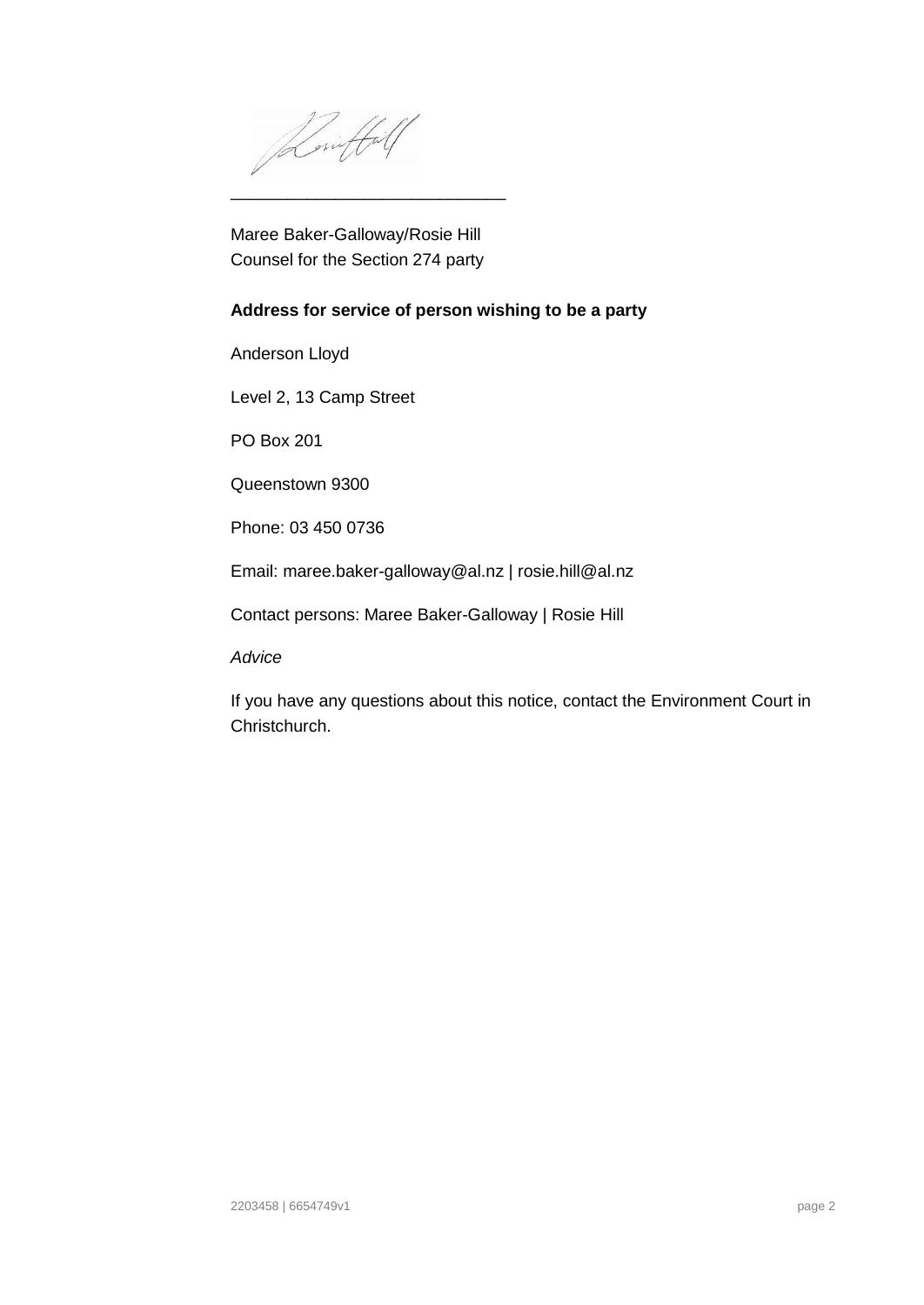\_\_\_\_\_\_\_\_\_\_\_\_\_\_\_\_\_\_\_\_\_\_\_\_\_\_\_\_

Maree Baker-Galloway/Rosie Hill
Counsel for the Section 274 party

**Address for service of person wishing to be a party**

Anderson Lloyd

Level 2, 13 Camp Street

PO Box 201

Queenstown 9300

Phone: 03 450 0736

Email: maree.baker-galloway@al.nz | rosie.hill@al.nz

Contact persons: Maree Baker-Galloway | Rosie Hill

*Advice*

If you have any questions about this notice, contact the Environment Court in Christchurch.

2203458 | 6654749v1